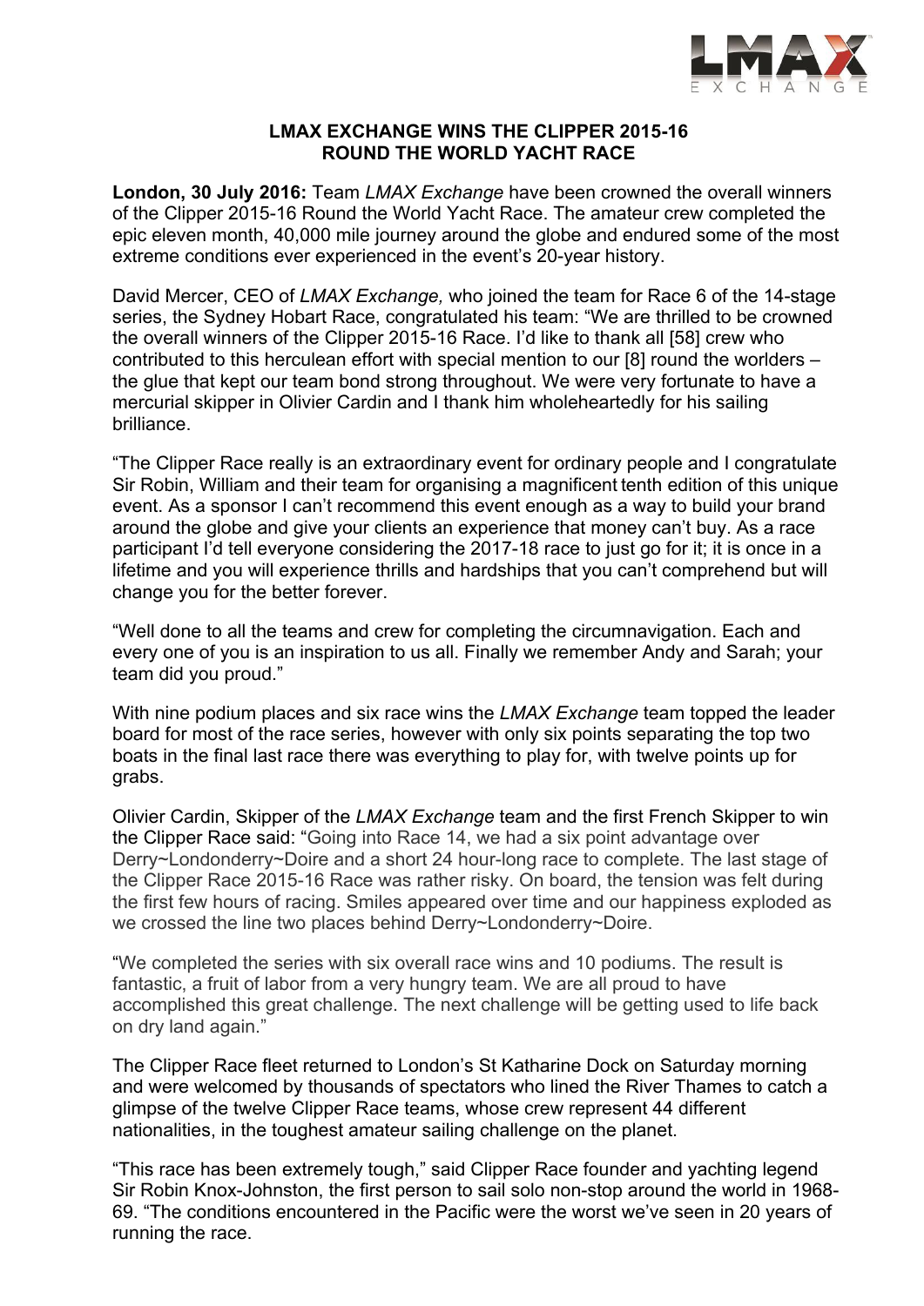# LMAX EXCHANGE WINS THE CLIPPER 2015-16 ROUND THE WORLD YACHT RACE

**London, 30 July 2016:** Team *LMAX Exchange* have been crowned the overall winners of the Clipper 2015-16 Round the World Yacht Race. The amateur crew completed the epic eleven month, 40,000 mile journey around the globe and endured some of the most extreme conditions ever experienced in the event's 20-year history.

David Mercer, CEO of *LMAX Exchange,* who joined the team for Race 6 of the 14-stage series, the Sydney Hobart Race, congratulated his team: "We are thrilled to be crowned the overall winners of the Clipper 2015-16 Race. I'd like to thank all [58] crew who contributed to this herculean effort with special mention to our [8] round the worlders – the glue that kept our team bond strong throughout. We were very fortunate to have a mercurial skipper in Olivier Cardin and I thank him wholeheartedly for his sailing brilliance.

"The Clipper Race really is an extraordinary event for ordinary people and I congratulate Sir Robin, William and their team for organising a magnificent tenth edition of this unique event. As a sponsor I can't recommend this event enough as a way to build your brand around the globe and give your clients an experience that money can't buy. As a race participant I'd tell everyone considering the 2017-18 race to just go for it; it is once in a lifetime and you will experience thrills and hardships that you can't comprehend but will change you for the better forever.

"Well done to all the teams and crew for completing the circumnavigation. Each and every one of you is an inspiration to us all. Finally we remember Andy and Sarah; your team did you proud."

With nine podium places and six race wins the *LMAX Exchange* team topped the leader board for most of the race series, however with only six points separating the top two boats in the final last race there was everything to play for, with twelve points up for grabs.

Olivier Cardin, Skipper of the *LMAX Exchange* team and the first French Skipper to win the Clipper Race said: "Going into Race 14, we had a six point advantage over Derry~Londonderry~Doire and a short 24 hour-long race to complete. The last stage of the Clipper Race 2015-16 Race was rather risky. On board, the tension was felt during the first few hours of racing. Smiles appeared over time and our happiness exploded as we crossed the line two places behind Derry~Londonderry~Doire.

"We completed the series with six overall race wins and 10 podiums. The result is fantastic, a fruit of labor from a very hungry team. We are all proud to have accomplished this great challenge. The next challenge will be getting used to life back on dry land again."

The Clipper Race fleet returned to London's St Katharine Dock on Saturday morning and were welcomed by thousands of spectators who lined the River Thames to catch a glimpse of the twelve Clipper Race teams, whose crew represent 44 different nationalities, in the toughest amateur sailing challenge on the planet.

"This race has been extremely tough," said Clipper Race founder and yachting legend Sir Robin Knox-Johnston, the first person to sail solo non-stop around the world in 1968-69. "The conditions encountered in the Pacific were the worst we've seen in 20 years of running the race.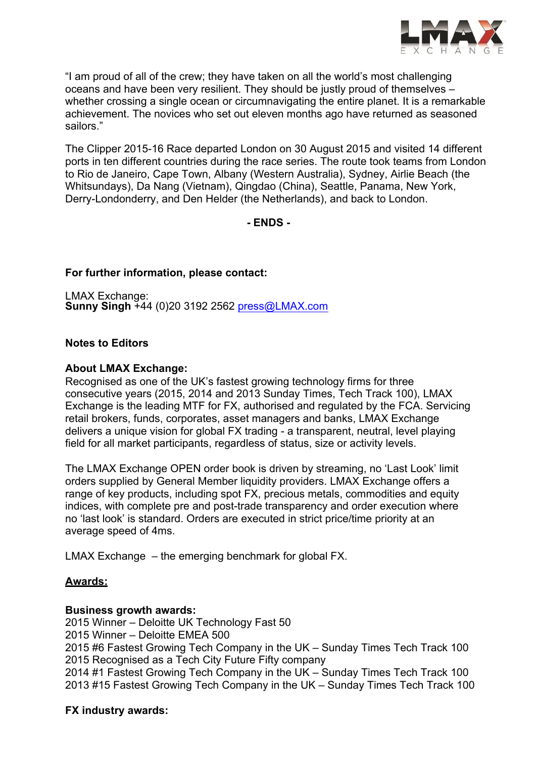"I am proud of all of the crew; they have taken on all the world's most challenging oceans and have been very resilient. They should be justly proud of themselves – whether crossing a single ocean or circumnavigating the entire planet. It is a remarkable achievement. The novices who set out eleven months ago have returned as seasoned sailors."

The Clipper 2015-16 Race departed London on 30 August 2015 and visited 14 different ports in ten different countries during the race series. The route took teams from London to Rio de Janeiro, Cape Town, Albany (Western Australia), Sydney, Airlie Beach (the Whitsundays), Da Nang (Vietnam), Qingdao (China), Seattle, Panama, New York, Derry-Londonderry, and Den Helder (the Netherlands), and back to London.

**- ENDS -**

**For further information, please contact:**

LMAX Exchange:
**Sunny Singh** +44 (0)20 3192 2562 press@LMAX.com

**Notes to Editors**

**About LMAX Exchange:**
Recognised as one of the UK's fastest growing technology firms for three consecutive years (2015, 2014 and 2013 Sunday Times, Tech Track 100), LMAX Exchange is the leading MTF for FX, authorised and regulated by the FCA. Servicing retail brokers, funds, corporates, asset managers and banks, LMAX Exchange delivers a unique vision for global FX trading - a transparent, neutral, level playing field for all market participants, regardless of status, size or activity levels.

The LMAX Exchange OPEN order book is driven by streaming, no 'Last Look' limit orders supplied by General Member liquidity providers. LMAX Exchange offers a range of key products, including spot FX, precious metals, commodities and equity indices, with complete pre and post-trade transparency and order execution where no 'last look' is standard. Orders are executed in strict price/time priority at an average speed of 4ms.

LMAX Exchange – the emerging benchmark for global FX.

**Awards:**

**Business growth awards:**
2015 Winner – Deloitte UK Technology Fast 50
2015 Winner – Deloitte EMEA 500
2015 #6 Fastest Growing Tech Company in the UK – Sunday Times Tech Track 100
2015 Recognised as a Tech City Future Fifty company
2014 #1 Fastest Growing Tech Company in the UK – Sunday Times Tech Track 100
2013 #15 Fastest Growing Tech Company in the UK – Sunday Times Tech Track 100

**FX industry awards:**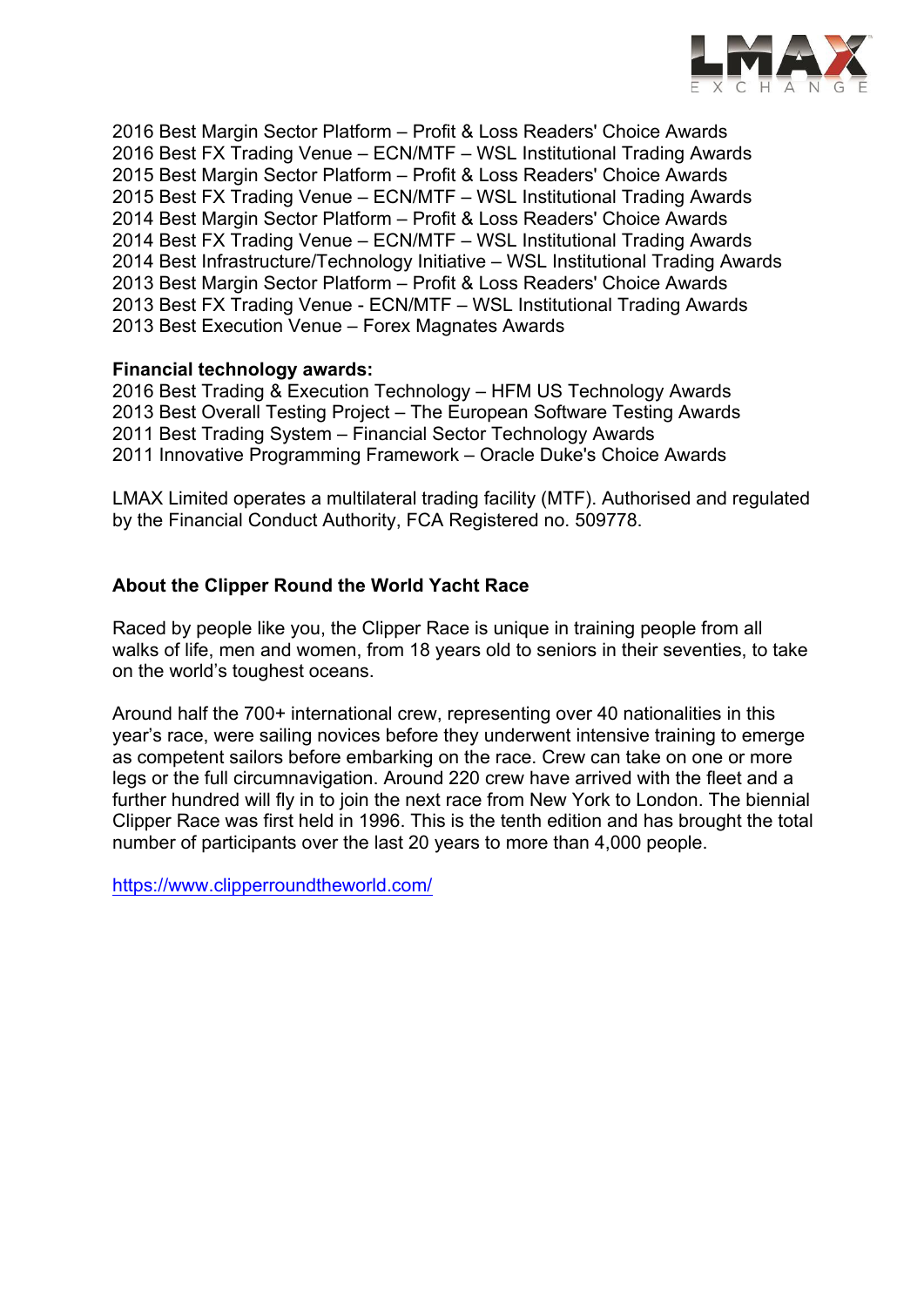2016 Best Margin Sector Platform – Profit & Loss Readers' Choice Awards
2016 Best FX Trading Venue – ECN/MTF – WSL Institutional Trading Awards
2015 Best Margin Sector Platform – Profit & Loss Readers' Choice Awards
2015 Best FX Trading Venue – ECN/MTF – WSL Institutional Trading Awards
2014 Best Margin Sector Platform – Profit & Loss Readers' Choice Awards
2014 Best FX Trading Venue – ECN/MTF – WSL Institutional Trading Awards
2014 Best Infrastructure/Technology Initiative – WSL Institutional Trading Awards
2013 Best Margin Sector Platform – Profit & Loss Readers' Choice Awards
2013 Best FX Trading Venue - ECN/MTF – WSL Institutional Trading Awards
2013 Best Execution Venue – Forex Magnates Awards

**Financial technology awards:**
2016 Best Trading & Execution Technology – HFM US Technology Awards
2013 Best Overall Testing Project – The European Software Testing Awards
2011 Best Trading System – Financial Sector Technology Awards
2011 Innovative Programming Framework – Oracle Duke's Choice Awards

LMAX Limited operates a multilateral trading facility (MTF). Authorised and regulated by the Financial Conduct Authority, FCA Registered no. 509778.

### About the Clipper Round the World Yacht Race

Raced by people like you, the Clipper Race is unique in training people from all walks of life, men and women, from 18 years old to seniors in their seventies, to take on the world's toughest oceans.

Around half the 700+ international crew, representing over 40 nationalities in this year's race, were sailing novices before they underwent intensive training to emerge as competent sailors before embarking on the race. Crew can take on one or more legs or the full circumnavigation. Around 220 crew have arrived with the fleet and a further hundred will fly in to join the next race from New York to London. The biennial Clipper Race was first held in 1996. This is the tenth edition and has brought the total number of participants over the last 20 years to more than 4,000 people.

https://www.clipperroundtheworld.com/